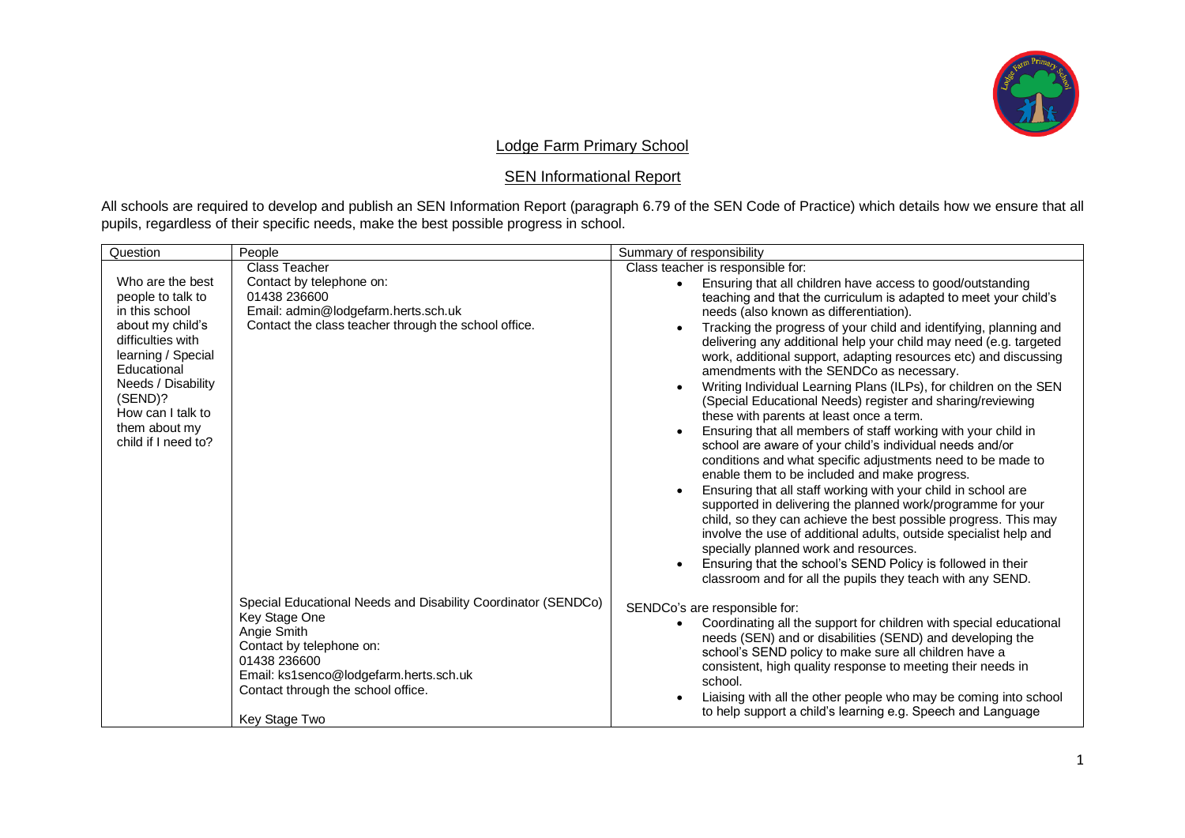## Lodge Farm Primary School

## SEN Informational Report

All schools are required to develop and publish an SEN Information Report (paragraph 6.79 of the SEN Code of Practice) which details how we ensure that all pupils, regardless of their specific needs, make the best possible progress in school.

| Question | People | Summary of responsibility |
|---|---|---|
| Who are the best people to talk to in this school about my child's difficulties with learning / Special Educational Needs / Disability (SEND)?<br>How can I talk to them about my child if I need to? | Class Teacher<br>Contact by telephone on:<br>01438 236600<br>Email: admin@lodgefarm.herts.sch.uk<br>Contact the class teacher through the school office. | Class teacher is responsible for:<br>• Ensuring that all children have access to good/outstanding teaching and that the curriculum is adapted to meet your child's needs (also known as differentiation).<br>• Tracking the progress of your child and identifying, planning and delivering any additional help your child may need (e.g. targeted work, additional support, adapting resources etc) and discussing amendments with the SENDCo as necessary.<br>• Writing Individual Learning Plans (ILPs), for children on the SEN (Special Educational Needs) register and sharing/reviewing these with parents at least once a term.<br>• Ensuring that all members of staff working with your child in school are aware of your child's individual needs and/or conditions and what specific adjustments need to be made to enable them to be included and make progress.<br>• Ensuring that all staff working with your child in school are supported in delivering the planned work/programme for your child, so they can achieve the best possible progress. This may involve the use of additional adults, outside specialist help and specially planned work and resources.<br>• Ensuring that the school's SEND Policy is followed in their classroom and for all the pupils they teach with any SEND. |
| | Special Educational Needs and Disability Coordinator (SENDCo)<br>Key Stage One<br>Angie Smith<br>Contact by telephone on:<br>01438 236600<br>Email: ks1senco@lodgefarm.herts.sch.uk<br>Contact through the school office.<br><br>Key Stage Two | SENDCo's are responsible for:<br>• Coordinating all the support for children with special educational needs (SEN) and or disabilities (SEND) and developing the school's SEND policy to make sure all children have a consistent, high quality response to meeting their needs in school.<br>• Liaising with all the other people who may be coming into school to help support a child's learning e.g. Speech and Language |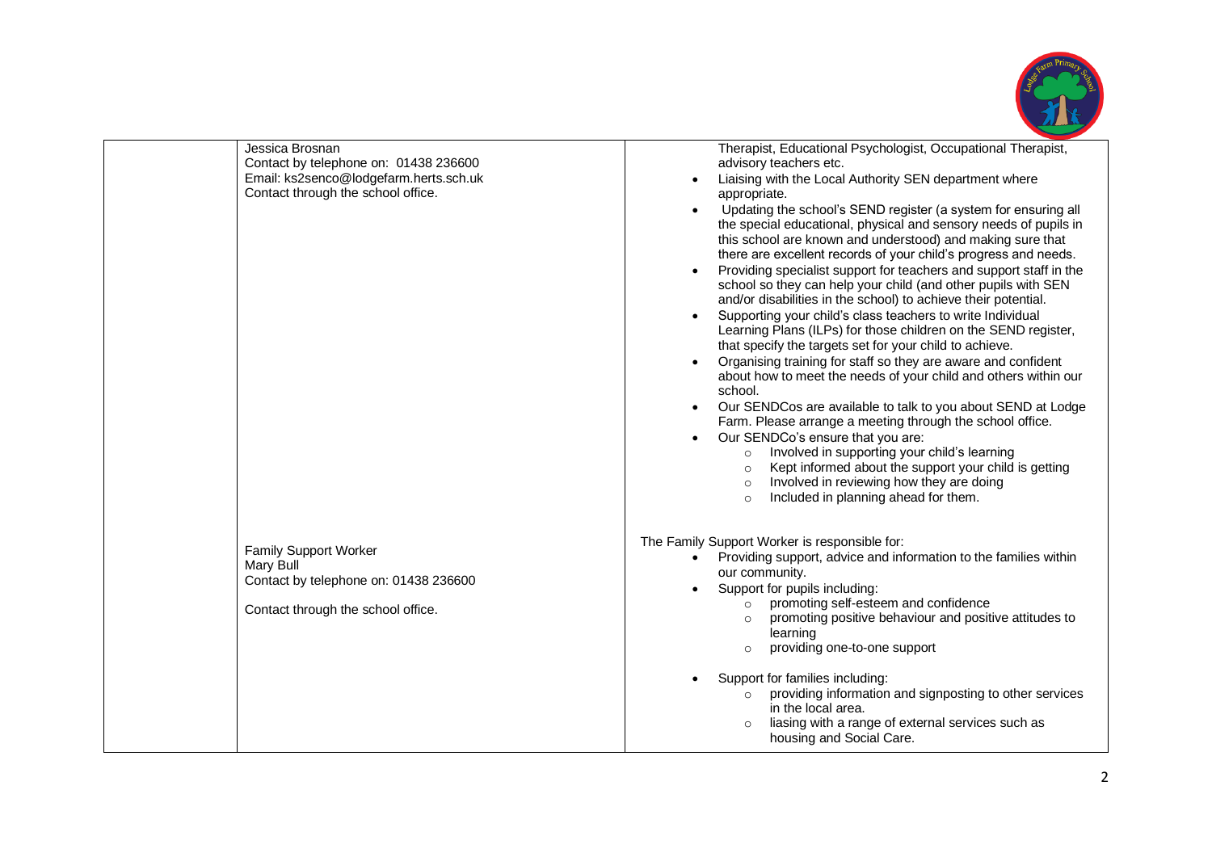| | | |
|---|---|---|
| | Jessica Brosnan<br>Contact by telephone on: 01438 236600<br>Email: ks2senco@lodgefarm.herts.sch.uk<br>Contact through the school office. | Therapist, Educational Psychologist, Occupational Therapist, advisory teachers etc.<br>• Liaising with the Local Authority SEN department where appropriate.<br>• Updating the school's SEND register (a system for ensuring all the special educational, physical and sensory needs of pupils in this school are known and understood) and making sure that there are excellent records of your child's progress and needs.<br>• Providing specialist support for teachers and support staff in the school so they can help your child (and other pupils with SEN and/or disabilities in the school) to achieve their potential.<br>• Supporting your child's class teachers to write Individual Learning Plans (ILPs) for those children on the SEND register, that specify the targets set for your child to achieve.<br>• Organising training for staff so they are aware and confident about how to meet the needs of your child and others within our school.<br>• Our SENDCos are available to talk to you about SEND at Lodge Farm. Please arrange a meeting through the school office.<br>• Our SENDCo's ensure that you are:<br>  ◦ Involved in supporting your child's learning<br>  ◦ Kept informed about the support your child is getting<br>  ◦ Involved in reviewing how they are doing<br>  ◦ Included in planning ahead for them. |
| | Family Support Worker<br>Mary Bull<br>Contact by telephone on: 01438 236600<br><br>Contact through the school office. | The Family Support Worker is responsible for:<br>• Providing support, advice and information to the families within our community.<br>• Support for pupils including:<br>  ◦ promoting self-esteem and confidence<br>  ◦ promoting positive behaviour and positive attitudes to learning<br>  ◦ providing one-to-one support<br>• Support for families including:<br>  ◦ providing information and signposting to other services in the local area.<br>  ◦ liasing with a range of external services such as housing and Social Care. |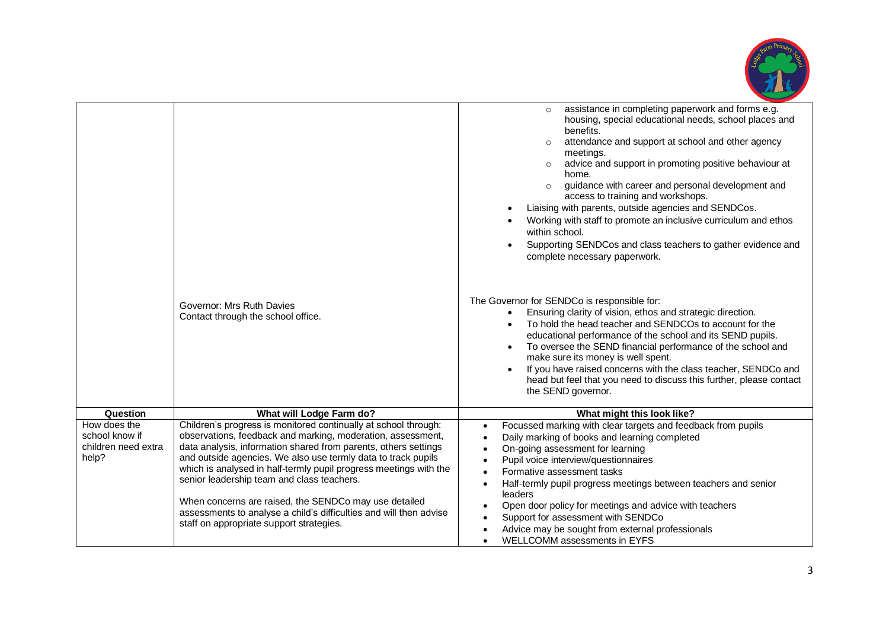| | | |
|---|---|---|
| | | <ul><li>assistance in completing paperwork and forms e.g. housing, special educational needs, school places and benefits.</li><li>attendance and support at school and other agency meetings.</li><li>advice and support in promoting positive behaviour at home.</li><li>guidance with career and personal development and access to training and workshops.</li></ul><ul><li>Liaising with parents, outside agencies and SENDCos.</li><li>Working with staff to promote an inclusive curriculum and ethos within school.</li><li>Supporting SENDCos and class teachers to gather evidence and complete necessary paperwork.</li></ul> |
| | Governor: Mrs Ruth Davies<br>Contact through the school office. | The Governor for SENDCo is responsible for:<ul><li>Ensuring clarity of vision, ethos and strategic direction.</li><li>To hold the head teacher and SENDCOs to account for the educational performance of the school and its SEND pupils.</li><li>To oversee the SEND financial performance of the school and make sure its money is well spent.</li><li>If you have raised concerns with the class teacher, SENDCo and head but feel that you need to discuss this further, please contact the SEND governor.</li></ul> |
| **Question** | **What will Lodge Farm do?** | **What might this look like?** |
| How does the school know if children need extra help? | Children's progress is monitored continually at school through: observations, feedback and marking, moderation, assessment, data analysis, information shared from parents, others settings and outside agencies. We also use termly data to track pupils which is analysed in half-termly pupil progress meetings with the senior leadership team and class teachers.<br><br>When concerns are raised, the SENDCo may use detailed assessments to analyse a child's difficulties and will then advise staff on appropriate support strategies. | <ul><li>Focussed marking with clear targets and feedback from pupils</li><li>Daily marking of books and learning completed</li><li>On-going assessment for learning</li><li>Pupil voice interview/questionnaires</li><li>Formative assessment tasks</li><li>Half-termly pupil progress meetings between teachers and senior leaders</li><li>Open door policy for meetings and advice with teachers</li><li>Support for assessment with SENDCo</li><li>Advice may be sought from external professionals</li><li>WELLCOMM assessments in EYFS</li></ul> |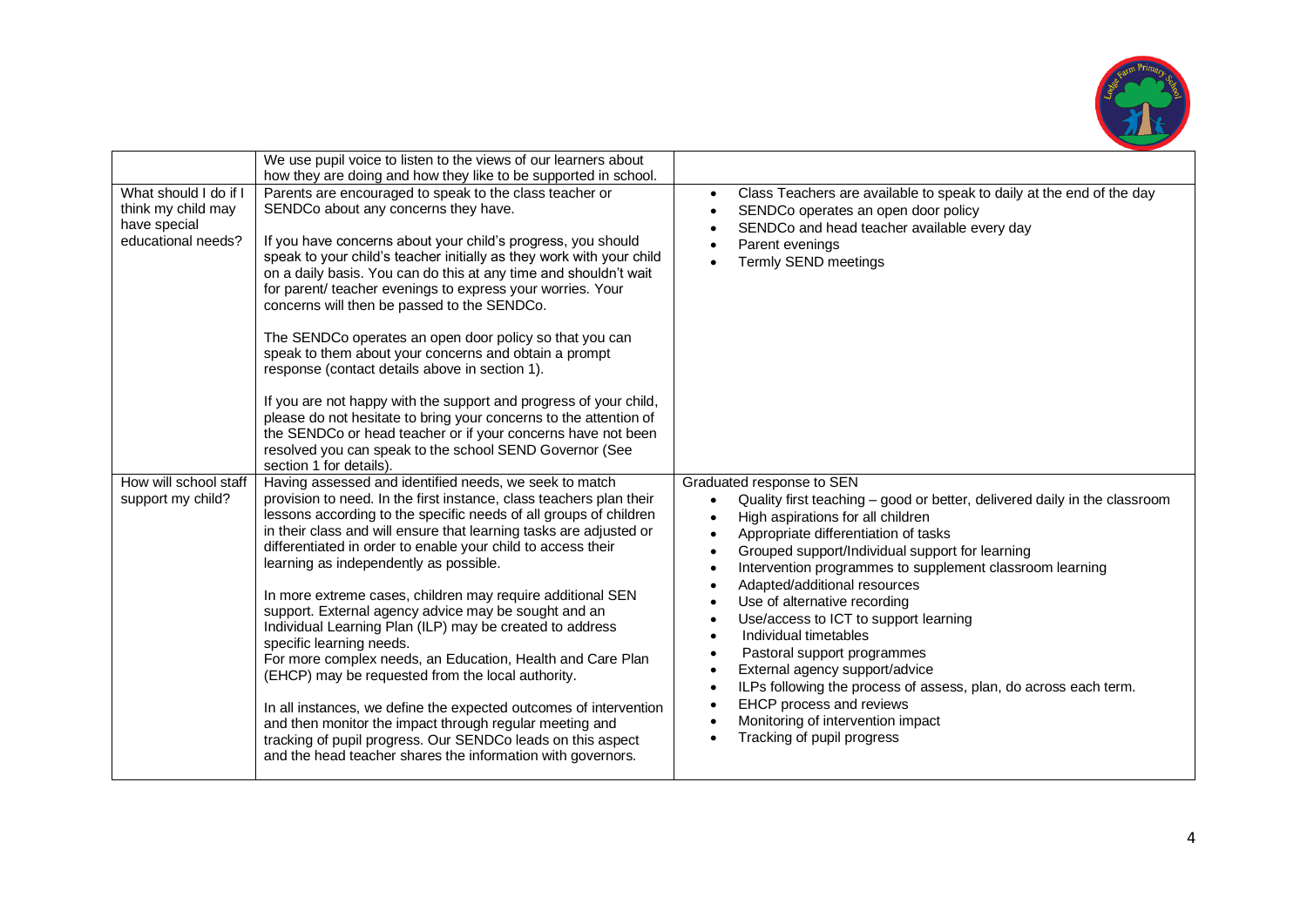| | | |
|---|---|---|
| | We use pupil voice to listen to the views of our learners about how they are doing and how they like to be supported in school. | |
| What should I do if I think my child may have special educational needs? | Parents are encouraged to speak to the class teacher or SENDCo about any concerns they have.<br><br>If you have concerns about your child's progress, you should speak to your child's teacher initially as they work with your child on a daily basis. You can do this at any time and shouldn't wait for parent/ teacher evenings to express your worries. Your concerns will then be passed to the SENDCo.<br><br>The SENDCo operates an open door policy so that you can speak to them about your concerns and obtain a prompt response (contact details above in section 1).<br><br>If you are not happy with the support and progress of your child, please do not hesitate to bring your concerns to the attention of the SENDCo or head teacher or if your concerns have not been resolved you can speak to the school SEND Governor (See section 1 for details). | • Class Teachers are available to speak to daily at the end of the day<br>• SENDCo operates an open door policy<br>• SENDCo and head teacher available every day<br>• Parent evenings<br>• Termly SEND meetings |
| How will school staff support my child? | Having assessed and identified needs, we seek to match provision to need. In the first instance, class teachers plan their lessons according to the specific needs of all groups of children in their class and will ensure that learning tasks are adjusted or differentiated in order to enable your child to access their learning as independently as possible.<br><br>In more extreme cases, children may require additional SEN support. External agency advice may be sought and an Individual Learning Plan (ILP) may be created to address specific learning needs.<br>For more complex needs, an Education, Health and Care Plan (EHCP) may be requested from the local authority.<br><br>In all instances, we define the expected outcomes of intervention and then monitor the impact through regular meeting and tracking of pupil progress. Our SENDCo leads on this aspect and the head teacher shares the information with governors. | Graduated response to SEN<br>• Quality first teaching – good or better, delivered daily in the classroom<br>• High aspirations for all children<br>• Appropriate differentiation of tasks<br>• Grouped support/Individual support for learning<br>• Intervention programmes to supplement classroom learning<br>• Adapted/additional resources<br>• Use of alternative recording<br>• Use/access to ICT to support learning<br>• Individual timetables<br>• Pastoral support programmes<br>• External agency support/advice<br>• ILPs following the process of assess, plan, do across each term.<br>• EHCP process and reviews<br>• Monitoring of intervention impact<br>• Tracking of pupil progress |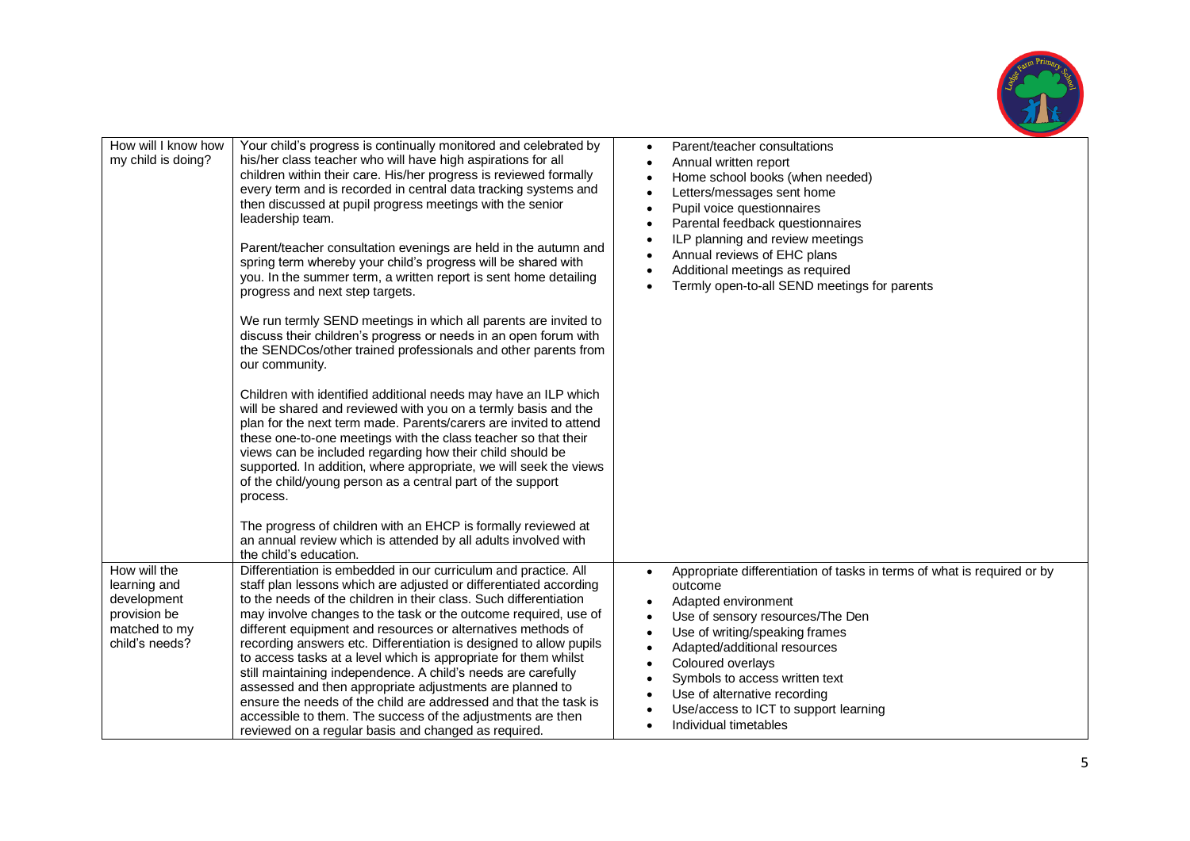| | | |
|---|---|---|
| How will I know how my child is doing? | Your child's progress is continually monitored and celebrated by his/her class teacher who will have high aspirations for all children within their care. His/her progress is reviewed formally every term and is recorded in central data tracking systems and then discussed at pupil progress meetings with the senior leadership team.<br><br>Parent/teacher consultation evenings are held in the autumn and spring term whereby your child's progress will be shared with you. In the summer term, a written report is sent home detailing progress and next step targets.<br><br>We run termly SEND meetings in which all parents are invited to discuss their children's progress or needs in an open forum with the SENDCos/other trained professionals and other parents from our community.<br><br>Children with identified additional needs may have an ILP which will be shared and reviewed with you on a termly basis and the plan for the next term made. Parents/carers are invited to attend these one-to-one meetings with the class teacher so that their views can be included regarding how their child should be supported. In addition, where appropriate, we will seek the views of the child/young person as a central part of the support process.<br><br>The progress of children with an EHCP is formally reviewed at an annual review which is attended by all adults involved with the child's education. | • Parent/teacher consultations<br>• Annual written report<br>• Home school books (when needed)<br>• Letters/messages sent home<br>• Pupil voice questionnaires<br>• Parental feedback questionnaires<br>• ILP planning and review meetings<br>• Annual reviews of EHC plans<br>• Additional meetings as required<br>• Termly open-to-all SEND meetings for parents |
| How will the learning and development provision be matched to my child's needs? | Differentiation is embedded in our curriculum and practice. All staff plan lessons which are adjusted or differentiated according to the needs of the children in their class. Such differentiation may involve changes to the task or the outcome required, use of different equipment and resources or alternatives methods of recording answers etc. Differentiation is designed to allow pupils to access tasks at a level which is appropriate for them whilst still maintaining independence. A child's needs are carefully assessed and then appropriate adjustments are planned to ensure the needs of the child are addressed and that the task is accessible to them. The success of the adjustments are then reviewed on a regular basis and changed as required. | • Appropriate differentiation of tasks in terms of what is required or by outcome<br>• Adapted environment<br>• Use of sensory resources/The Den<br>• Use of writing/speaking frames<br>• Adapted/additional resources<br>• Coloured overlays<br>• Symbols to access written text<br>• Use of alternative recording<br>• Use/access to ICT to support learning<br>• Individual timetables |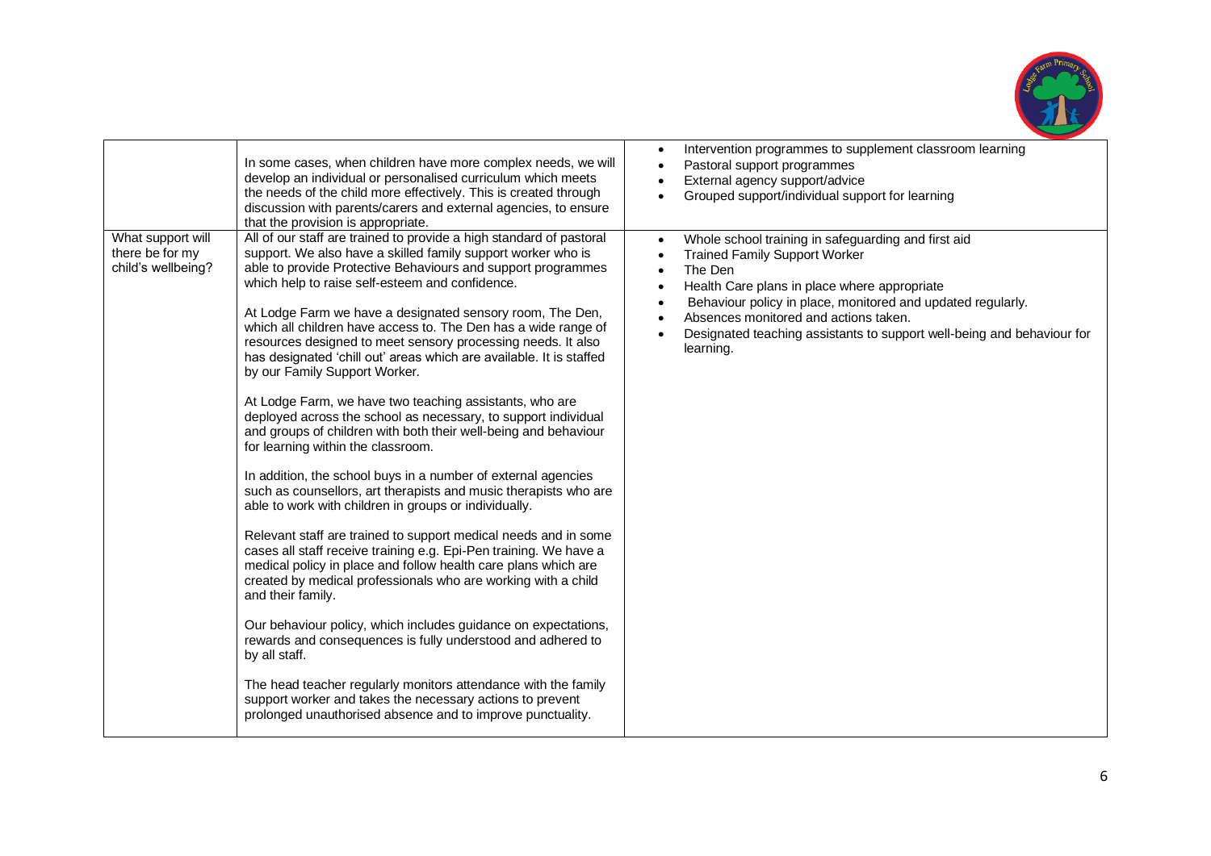| | | |
|---|---|---|
| | In some cases, when children have more complex needs, we will develop an individual or personalised curriculum which meets the needs of the child more effectively. This is created through discussion with parents/carers and external agencies, to ensure that the provision is appropriate. | • Intervention programmes to supplement classroom learning<br>• Pastoral support programmes<br>• External agency support/advice<br>• Grouped support/individual support for learning |
| What support will there be for my child's wellbeing? | All of our staff are trained to provide a high standard of pastoral support. We also have a skilled family support worker who is able to provide Protective Behaviours and support programmes which help to raise self-esteem and confidence.<br><br>At Lodge Farm we have a designated sensory room, The Den, which all children have access to. The Den has a wide range of resources designed to meet sensory processing needs. It also has designated 'chill out' areas which are available. It is staffed by our Family Support Worker.<br><br>At Lodge Farm, we have two teaching assistants, who are deployed across the school as necessary, to support individual and groups of children with both their well-being and behaviour for learning within the classroom.<br><br>In addition, the school buys in a number of external agencies such as counsellors, art therapists and music therapists who are able to work with children in groups or individually.<br><br>Relevant staff are trained to support medical needs and in some cases all staff receive training e.g. Epi-Pen training. We have a medical policy in place and follow health care plans which are created by medical professionals who are working with a child and their family.<br><br>Our behaviour policy, which includes guidance on expectations, rewards and consequences is fully understood and adhered to by all staff.<br><br>The head teacher regularly monitors attendance with the family support worker and takes the necessary actions to prevent prolonged unauthorised absence and to improve punctuality. | • Whole school training in safeguarding and first aid<br>• Trained Family Support Worker<br>• The Den<br>• Health Care plans in place where appropriate<br>• Behaviour policy in place, monitored and updated regularly.<br>• Absences monitored and actions taken.<br>• Designated teaching assistants to support well-being and behaviour for learning. |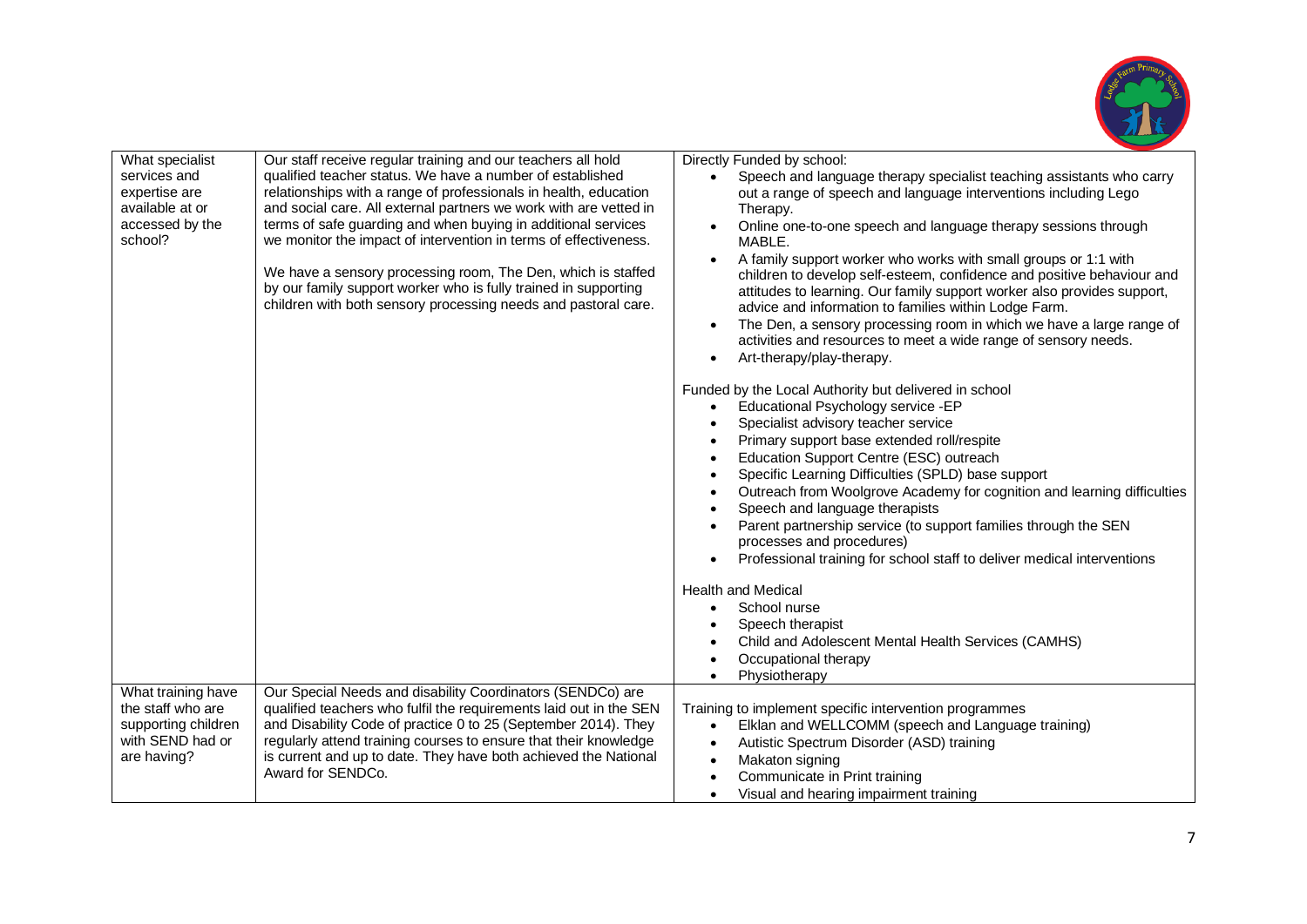| What specialist services and expertise are available at or accessed by the school? | Our staff receive regular training and our teachers all hold qualified teacher status. We have a number of established relationships with a range of professionals in health, education and social care. All external partners we work with are vetted in terms of safe guarding and when buying in additional services we monitor the impact of intervention in terms of effectiveness.<br><br>We have a sensory processing room, The Den, which is staffed by our family support worker who is fully trained in supporting children with both sensory processing needs and pastoral care. | Directly Funded by school:<br>• Speech and language therapy specialist teaching assistants who carry out a range of speech and language interventions including Lego Therapy.<br>• Online one-to-one speech and language therapy sessions through MABLE.<br>• A family support worker who works with small groups or 1:1 with children to develop self-esteem, confidence and positive behaviour and attitudes to learning. Our family support worker also provides support, advice and information to families within Lodge Farm.<br>• The Den, a sensory processing room in which we have a large range of activities and resources to meet a wide range of sensory needs.<br>• Art-therapy/play-therapy.<br><br>Funded by the Local Authority but delivered in school<br>• Educational Psychology service -EP<br>• Specialist advisory teacher service<br>• Primary support base extended roll/respite<br>• Education Support Centre (ESC) outreach<br>• Specific Learning Difficulties (SPLD) base support<br>• Outreach from Woolgrove Academy for cognition and learning difficulties<br>• Speech and language therapists<br>• Parent partnership service (to support families through the SEN processes and procedures)<br>• Professional training for school staff to deliver medical interventions<br><br>Health and Medical<br>• School nurse<br>• Speech therapist<br>• Child and Adolescent Mental Health Services (CAMHS)<br>• Occupational therapy<br>• Physiotherapy |
|---|---|---|
| What training have the staff who are supporting children with SEND had or are having? | Our Special Needs and disability Coordinators (SENDCo) are qualified teachers who fulfil the requirements laid out in the SEN and Disability Code of practice 0 to 25 (September 2014). They regularly attend training courses to ensure that their knowledge is current and up to date. They have both achieved the National Award for SENDCo. | Training to implement specific intervention programmes<br>• Elklan and WELLCOMM (speech and Language training)<br>• Autistic Spectrum Disorder (ASD) training<br>• Makaton signing<br>• Communicate in Print training<br>• Visual and hearing impairment training |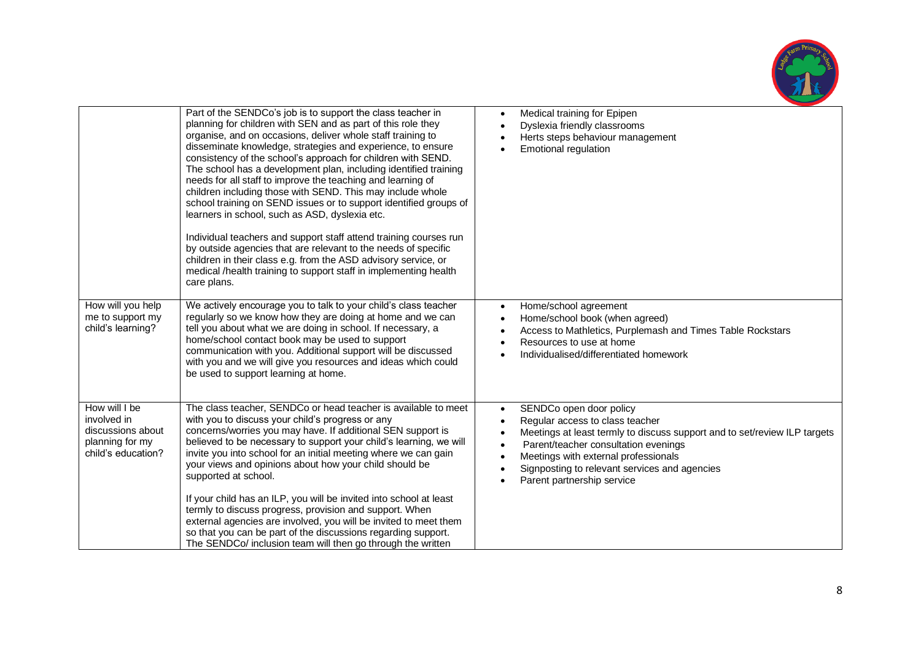| | | |
|---|---|---|
| | Part of the SENDCo's job is to support the class teacher in planning for children with SEN and as part of this role they organise, and on occasions, deliver whole staff training to disseminate knowledge, strategies and experience, to ensure consistency of the school's approach for children with SEND. The school has a development plan, including identified training needs for all staff to improve the teaching and learning of children including those with SEND. This may include whole school training on SEND issues or to support identified groups of learners in school, such as ASD, dyslexia etc.<br><br>Individual teachers and support staff attend training courses run by outside agencies that are relevant to the needs of specific children in their class e.g. from the ASD advisory service, or medical /health training to support staff in implementing health care plans. | • Medical training for Epipen<br>• Dyslexia friendly classrooms<br>• Herts steps behaviour management<br>• Emotional regulation |
| How will you help me to support my child's learning? | We actively encourage you to talk to your child's class teacher regularly so we know how they are doing at home and we can tell you about what we are doing in school. If necessary, a home/school contact book may be used to support communication with you. Additional support will be discussed with you and we will give you resources and ideas which could be used to support learning at home. | • Home/school agreement<br>• Home/school book (when agreed)<br>• Access to Mathletics, Purplemash and Times Table Rockstars<br>• Resources to use at home<br>• Individualised/differentiated homework |
| How will I be involved in discussions about planning for my child's education? | The class teacher, SENDCo or head teacher is available to meet with you to discuss your child's progress or any concerns/worries you may have. If additional SEN support is believed to be necessary to support your child's learning, we will invite you into school for an initial meeting where we can gain your views and opinions about how your child should be supported at school.<br><br>If your child has an ILP, you will be invited into school at least termly to discuss progress, provision and support. When external agencies are involved, you will be invited to meet them so that you can be part of the discussions regarding support. The SENDCo/ inclusion team will then go through the written | • SENDCo open door policy<br>• Regular access to class teacher<br>• Meetings at least termly to discuss support and to set/review ILP targets<br>• Parent/teacher consultation evenings<br>• Meetings with external professionals<br>• Signposting to relevant services and agencies<br>• Parent partnership service |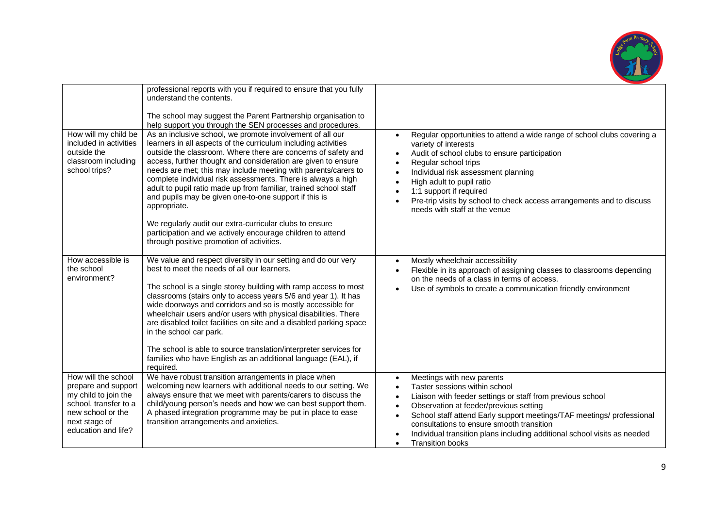| | | |
|---|---|---|
| | professional reports with you if required to ensure that you fully understand the contents.<br><br>The school may suggest the Parent Partnership organisation to help support you through the SEN processes and procedures. | |
| How will my child be included in activities outside the classroom including school trips? | As an inclusive school, we promote involvement of all our learners in all aspects of the curriculum including activities outside the classroom. Where there are concerns of safety and access, further thought and consideration are given to ensure needs are met; this may include meeting with parents/carers to complete individual risk assessments. There is always a high adult to pupil ratio made up from familiar, trained school staff and pupils may be given one-to-one support if this is appropriate.<br><br>We regularly audit our extra-curricular clubs to ensure participation and we actively encourage children to attend through positive promotion of activities. | • Regular opportunities to attend a wide range of school clubs covering a variety of interests<br>• Audit of school clubs to ensure participation<br>• Regular school trips<br>• Individual risk assessment planning<br>• High adult to pupil ratio<br>• 1:1 support if required<br>• Pre-trip visits by school to check access arrangements and to discuss needs with staff at the venue |
| How accessible is the school environment? | We value and respect diversity in our setting and do our very best to meet the needs of all our learners.<br><br>The school is a single storey building with ramp access to most classrooms (stairs only to access years 5/6 and year 1). It has wide doorways and corridors and so is mostly accessible for wheelchair users and/or users with physical disabilities. There are disabled toilet facilities on site and a disabled parking space in the school car park.<br><br>The school is able to source translation/interpreter services for families who have English as an additional language (EAL), if required. | • Mostly wheelchair accessibility<br>• Flexible in its approach of assigning classes to classrooms depending on the needs of a class in terms of access.<br>• Use of symbols to create a communication friendly environment |
| How will the school prepare and support my child to join the school, transfer to a new school or the next stage of education and life? | We have robust transition arrangements in place when welcoming new learners with additional needs to our setting. We always ensure that we meet with parents/carers to discuss the child/young person's needs and how we can best support them. A phased integration programme may be put in place to ease transition arrangements and anxieties. | • Meetings with new parents<br>• Taster sessions within school<br>• Liaison with feeder settings or staff from previous school<br>• Observation at feeder/previous setting<br>• School staff attend Early support meetings/TAF meetings/ professional consultations to ensure smooth transition<br>• Individual transition plans including additional school visits as needed<br>• Transition books |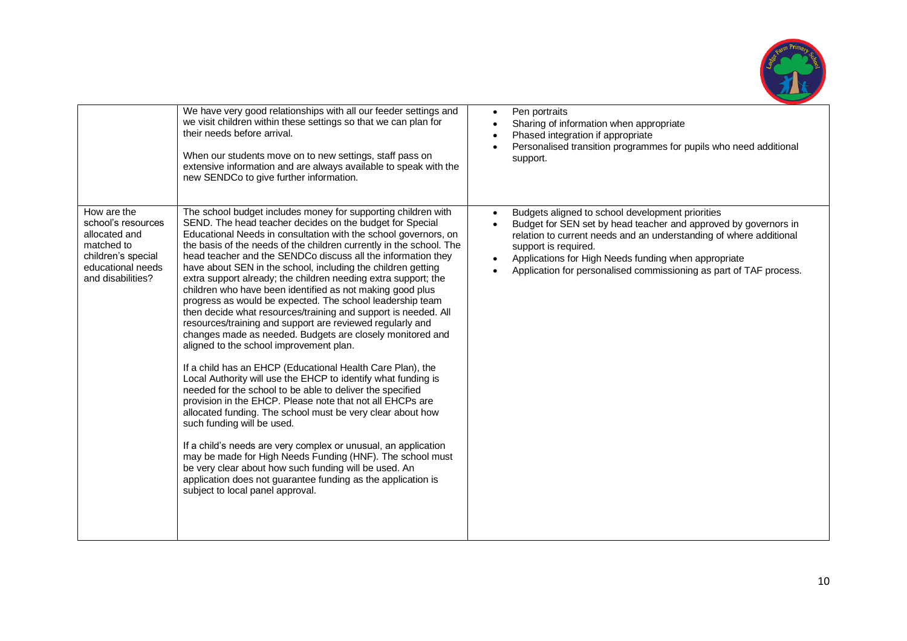| | | |
|---|---|---|
| | We have very good relationships with all our feeder settings and we visit children within these settings so that we can plan for their needs before arrival.<br><br>When our students move on to new settings, staff pass on extensive information and are always available to speak with the new SENDCo to give further information. | • Pen portraits<br>• Sharing of information when appropriate<br>• Phased integration if appropriate<br>• Personalised transition programmes for pupils who need additional support. |
| How are the school's resources allocated and matched to children's special educational needs and disabilities? | The school budget includes money for supporting children with SEND. The head teacher decides on the budget for Special Educational Needs in consultation with the school governors, on the basis of the needs of the children currently in the school. The head teacher and the SENDCo discuss all the information they have about SEN in the school, including the children getting extra support already; the children needing extra support; the children who have been identified as not making good plus progress as would be expected. The school leadership team then decide what resources/training and support is needed. All resources/training and support are reviewed regularly and changes made as needed. Budgets are closely monitored and aligned to the school improvement plan.<br><br>If a child has an EHCP (Educational Health Care Plan), the Local Authority will use the EHCP to identify what funding is needed for the school to be able to deliver the specified provision in the EHCP. Please note that not all EHCPs are allocated funding. The school must be very clear about how such funding will be used.<br><br>If a child's needs are very complex or unusual, an application may be made for High Needs Funding (HNF). The school must be very clear about how such funding will be used. An application does not guarantee funding as the application is subject to local panel approval. | • Budgets aligned to school development priorities<br>• Budget for SEN set by head teacher and approved by governors in relation to current needs and an understanding of where additional support is required.<br>• Applications for High Needs funding when appropriate<br>• Application for personalised commissioning as part of TAF process. |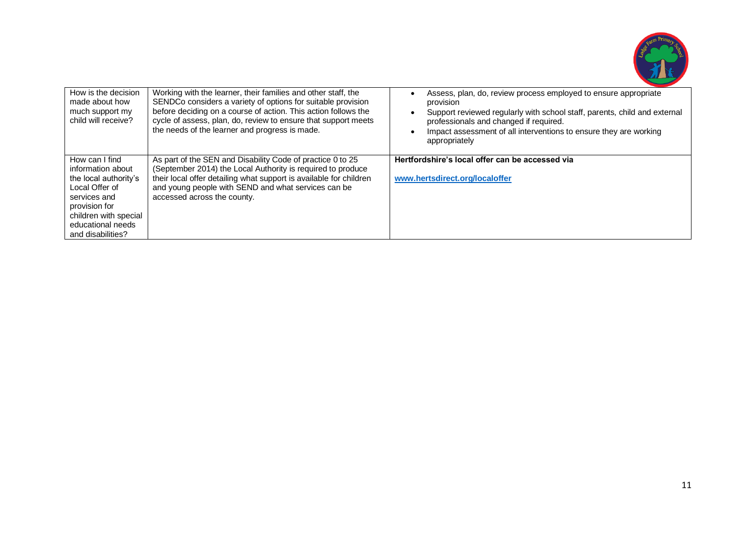| | | |
|---|---|---|
| How is the decision made about how much support my child will receive? | Working with the learner, their families and other staff, the SENDCo considers a variety of options for suitable provision before deciding on a course of action. This action follows the cycle of assess, plan, do, review to ensure that support meets the needs of the learner and progress is made. | • Assess, plan, do, review process employed to ensure appropriate provision<br>• Support reviewed regularly with school staff, parents, child and external professionals and changed if required.<br>• Impact assessment of all interventions to ensure they are working appropriately |
| How can I find information about the local authority's Local Offer of services and provision for children with special educational needs and disabilities? | As part of the SEN and Disability Code of practice 0 to 25 (September 2014) the Local Authority is required to produce their local offer detailing what support is available for children and young people with SEND and what services can be accessed across the county. | **Hertfordshire's local offer can be accessed via**<br><br>**www.hertsdirect.org/localoffer** |